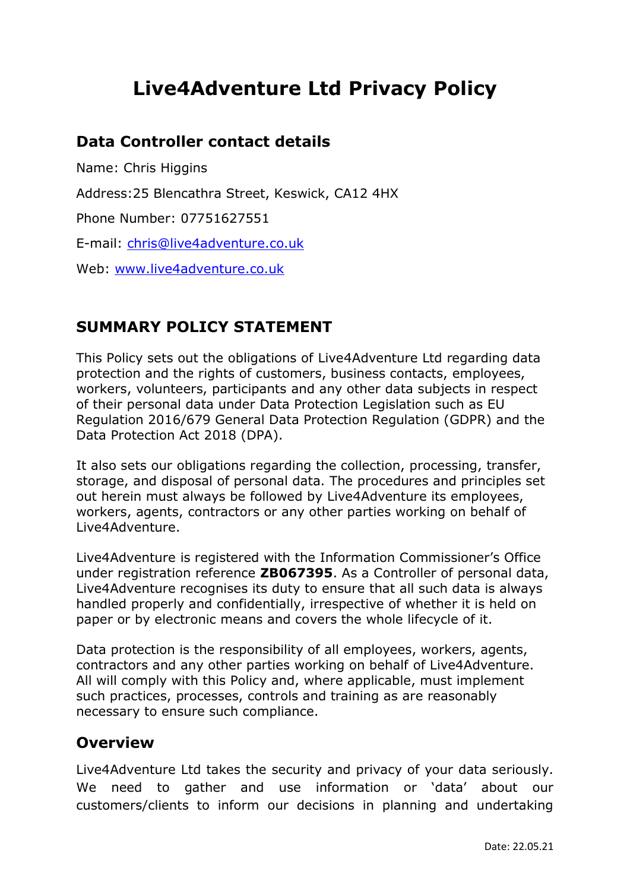# Live4Adventure Ltd Privacy Policy

## Data Controller contact details

Name: Chris Higgins

Address:25 Blencathra Street, Keswick, CA12 4HX

Phone Number: 07751627551

E-mail: chris@live4adventure.co.uk

Web: www.live4adventure.co.uk

## SUMMARY POLICY STATEMENT

This Policy sets out the obligations of Live4Adventure Ltd regarding data protection and the rights of customers, business contacts, employees, workers, volunteers, participants and any other data subjects in respect of their personal data under Data Protection Legislation such as EU Regulation 2016/679 General Data Protection Regulation (GDPR) and the Data Protection Act 2018 (DPA).

It also sets our obligations regarding the collection, processing, transfer, storage, and disposal of personal data. The procedures and principles set out herein must always be followed by Live4Adventure its employees, workers, agents, contractors or any other parties working on behalf of Live4Adventure.

Live4Adventure is registered with the Information Commissioner's Office under registration reference **ZB067395**. As a Controller of personal data, Live4Adventure recognises its duty to ensure that all such data is always handled properly and confidentially, irrespective of whether it is held on paper or by electronic means and covers the whole lifecycle of it.

Data protection is the responsibility of all employees, workers, agents, contractors and any other parties working on behalf of Live4Adventure. All will comply with this Policy and, where applicable, must implement such practices, processes, controls and training as are reasonably necessary to ensure such compliance.

## Overview

Live4Adventure Ltd takes the security and privacy of your data seriously. We need to gather and use information or 'data' about our customers/clients to inform our decisions in planning and undertaking

Date: 22.05.21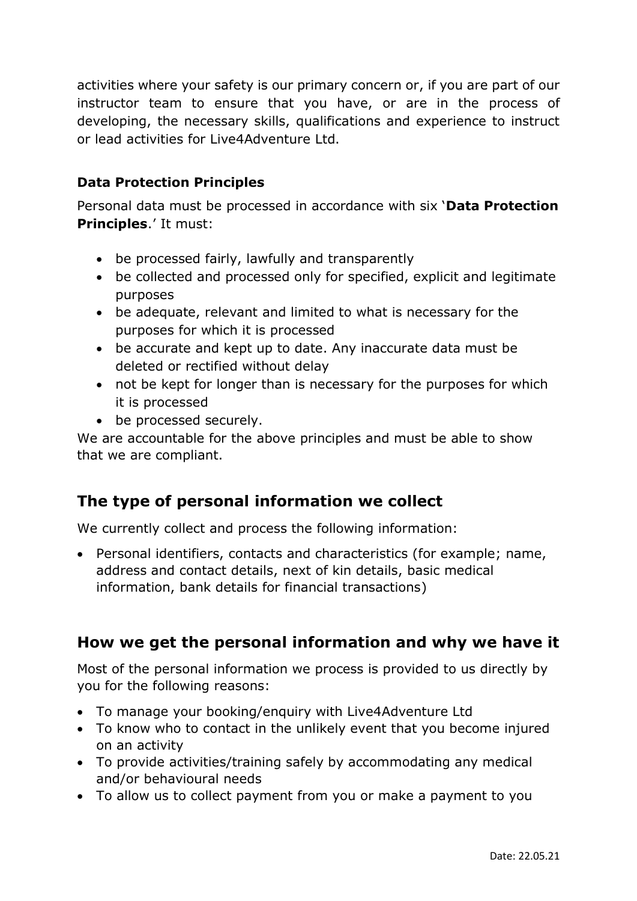activities where your safety is our primary concern or, if you are part of our instructor team to ensure that you have, or are in the process of developing, the necessary skills, qualifications and experience to instruct or lead activities for Live4Adventure Ltd.

### Data Protection Principles

Personal data must be processed in accordance with six '**Data Protection Principles**.' It must:

- be processed fairly, lawfully and transparently
- be collected and processed only for specified, explicit and legitimate purposes
- be adequate, relevant and limited to what is necessary for the purposes for which it is processed
- be accurate and kept up to date. Any inaccurate data must be deleted or rectified without delay
- not be kept for longer than is necessary for the purposes for which it is processed
- be processed securely.

We are accountable for the above principles and must be able to show that we are compliant.

## The type of personal information we collect

We currently collect and process the following information:

- Personal identifiers, contacts and characteristics (for example; name, address and contact details, next of kin details, basic medical information, bank details for financial transactions)

## How we get the personal information and why we have it

Most of the personal information we process is provided to us directly by you for the following reasons:

- To manage your booking/enquiry with Live4Adventure Ltd
- To know who to contact in the unlikely event that you become injured on an activity
- To provide activities/training safely by accommodating any medical and/or behavioural needs
- To allow us to collect payment from you or make a payment to you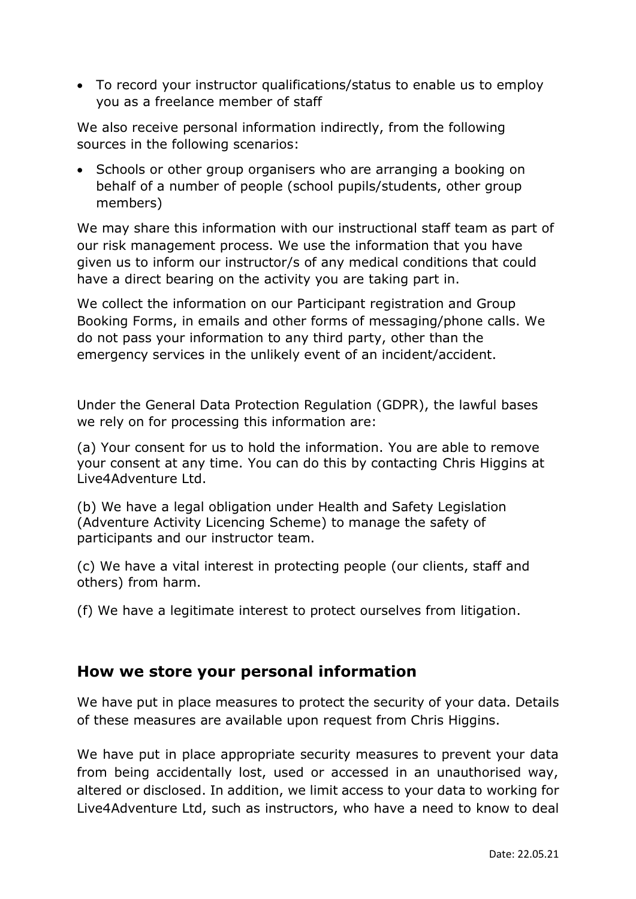- To record your instructor qualifications/status to enable us to employ you as a freelance member of staff

We also receive personal information indirectly, from the following sources in the following scenarios:

- Schools or other group organisers who are arranging a booking on behalf of a number of people (school pupils/students, other group members)

We may share this information with our instructional staff team as part of our risk management process. We use the information that you have given us to inform our instructor/s of any medical conditions that could have a direct bearing on the activity you are taking part in.

We collect the information on our Participant registration and Group Booking Forms, in emails and other forms of messaging/phone calls. We do not pass your information to any third party, other than the emergency services in the unlikely event of an incident/accident.

Under the General Data Protection Regulation (GDPR), the lawful bases we rely on for processing this information are:

(a) Your consent for us to hold the information. You are able to remove your consent at any time. You can do this by contacting Chris Higgins at Live4Adventure Ltd.

(b) We have a legal obligation under Health and Safety Legislation (Adventure Activity Licencing Scheme) to manage the safety of participants and our instructor team.

(c) We have a vital interest in protecting people (our clients, staff and others) from harm.

(f) We have a legitimate interest to protect ourselves from litigation.

## How we store your personal information

We have put in place measures to protect the security of your data. Details of these measures are available upon request from Chris Higgins.

We have put in place appropriate security measures to prevent your data from being accidentally lost, used or accessed in an unauthorised way, altered or disclosed. In addition, we limit access to your data to working for Live4Adventure Ltd, such as instructors, who have a need to know to deal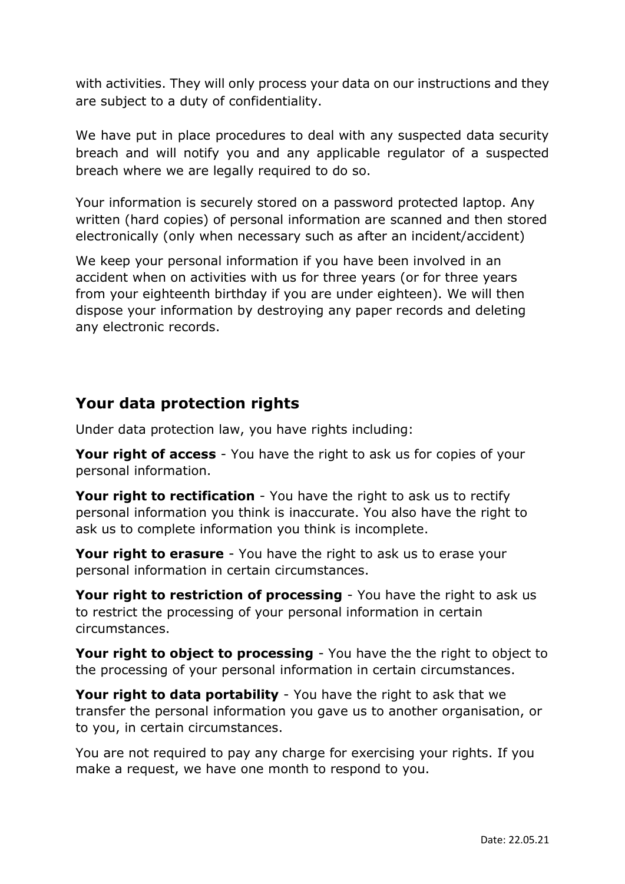with activities. They will only process your data on our instructions and they are subject to a duty of confidentiality.

We have put in place procedures to deal with any suspected data security breach and will notify you and any applicable regulator of a suspected breach where we are legally required to do so.

Your information is securely stored on a password protected laptop. Any written (hard copies) of personal information are scanned and then stored electronically (only when necessary such as after an incident/accident)

We keep your personal information if you have been involved in an accident when on activities with us for three years (or for three years from your eighteenth birthday if you are under eighteen). We will then dispose your information by destroying any paper records and deleting any electronic records.

## Your data protection rights

Under data protection law, you have rights including:

**Your right of access** - You have the right to ask us for copies of your personal information.

**Your right to rectification** - You have the right to ask us to rectify personal information you think is inaccurate. You also have the right to ask us to complete information you think is incomplete.

**Your right to erasure** - You have the right to ask us to erase your personal information in certain circumstances.

**Your right to restriction of processing** - You have the right to ask us to restrict the processing of your personal information in certain circumstances.

**Your right to object to processing** - You have the the right to object to the processing of your personal information in certain circumstances.

**Your right to data portability** - You have the right to ask that we transfer the personal information you gave us to another organisation, or to you, in certain circumstances.

You are not required to pay any charge for exercising your rights. If you make a request, we have one month to respond to you.

Date: 22.05.21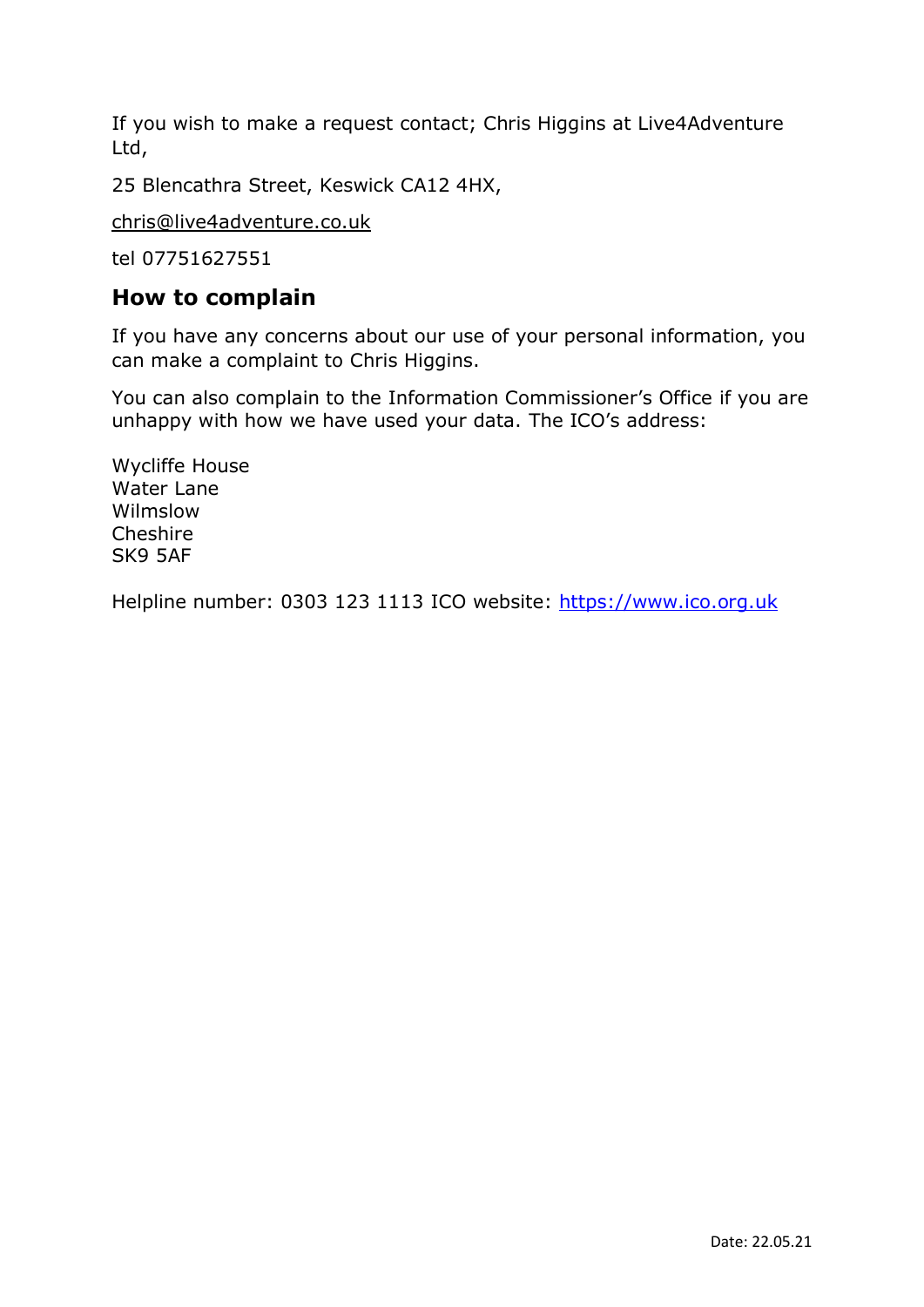If you wish to make a request contact; Chris Higgins at Live4Adventure Ltd,

25 Blencathra Street, Keswick CA12 4HX,

chris@live4adventure.co.uk

tel 07751627551

## How to complain

If you have any concerns about our use of your personal information, you can make a complaint to Chris Higgins.

You can also complain to the Information Commissioner's Office if you are unhappy with how we have used your data. The ICO's address:

Wycliffe House
Water Lane
Wilmslow
Cheshire
SK9 5AF

Helpline number: 0303 123 1113 ICO website: https://www.ico.org.uk

Date: 22.05.21